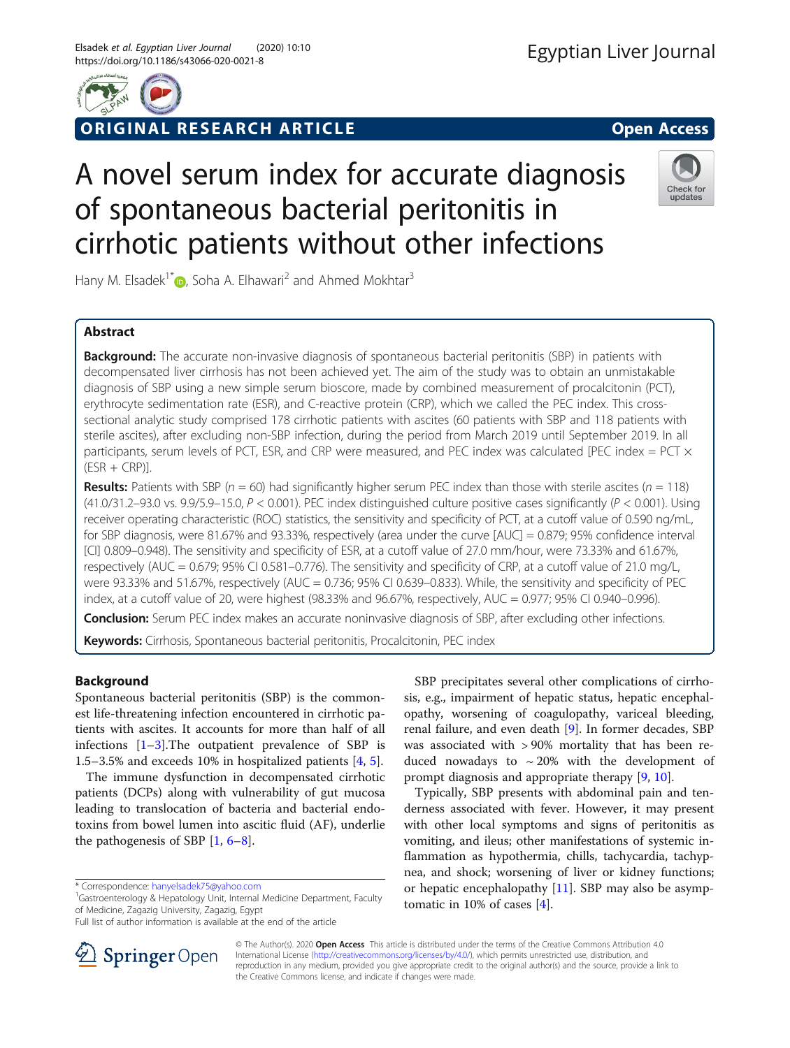# A novel serum index for accurate diagnosis of spontaneous bacterial peritonitis in cirrhotic patients without other infections

Hany M. Elsadek[1*], Soha A. Elhawari[2] and Ahmed Mokhtar[3]

## Abstract

**Background:** The accurate non-invasive diagnosis of spontaneous bacterial peritonitis (SBP) in patients with decompensated liver cirrhosis has not been achieved yet. The aim of the study was to obtain an unmistakable diagnosis of SBP using a new simple serum bioscore, made by combined measurement of procalcitonin (PCT), erythrocyte sedimentation rate (ESR), and C-reactive protein (CRP), which we called the PEC index. This cross-sectional analytic study comprised 178 cirrhotic patients with ascites (60 patients with SBP and 118 patients with sterile ascites), after excluding non-SBP infection, during the period from March 2019 until September 2019. In all participants, serum levels of PCT, ESR, and CRP were measured, and PEC index was calculated [PEC index = PCT × (ESR + CRP)].

**Results:** Patients with SBP ($n = 60$) had significantly higher serum PEC index than those with sterile ascites ($n = 118$) (41.0/31.2–93.0 vs. 9.9/5.9–15.0, $P < 0.001$). PEC index distinguished culture positive cases significantly ($P < 0.001$). Using receiver operating characteristic (ROC) statistics, the sensitivity and specificity of PCT, at a cutoff value of 0.590 ng/mL, for SBP diagnosis, were 81.67% and 93.33%, respectively (area under the curve [AUC] = 0.879; 95% confidence interval [CI] 0.809–0.948). The sensitivity and specificity of ESR, at a cutoff value of 27.0 mm/hour, were 73.33% and 61.67%, respectively (AUC = 0.679; 95% CI 0.581–0.776). The sensitivity and specificity of CRP, at a cutoff value of 21.0 mg/L, were 93.33% and 51.67%, respectively (AUC = 0.736; 95% CI 0.639–0.833). While, the sensitivity and specificity of PEC index, at a cutoff value of 20, were highest (98.33% and 96.67%, respectively, AUC = 0.977; 95% CI 0.940–0.996).

**Conclusion:** Serum PEC index makes an accurate noninvasive diagnosis of SBP, after excluding other infections.

**Keywords:** Cirrhosis, Spontaneous bacterial peritonitis, Procalcitonin, PEC index

## Background

Spontaneous bacterial peritonitis (SBP) is the commonest life-threatening infection encountered in cirrhotic patients with ascites. It accounts for more than half of all infections [1–3].The outpatient prevalence of SBP is 1.5–3.5% and exceeds 10% in hospitalized patients [4, 5].

The immune dysfunction in decompensated cirrhotic patients (DCPs) along with vulnerability of gut mucosa leading to translocation of bacteria and bacterial endotoxins from bowel lumen into ascitic fluid (AF), underlie the pathogenesis of SBP [1, 6–8].

SBP precipitates several other complications of cirrhosis, e.g., impairment of hepatic status, hepatic encephalopathy, worsening of coagulopathy, variceal bleeding, renal failure, and even death [9]. In former decades, SBP was associated with > 90% mortality that has been reduced nowadays to ~ 20% with the development of prompt diagnosis and appropriate therapy [9, 10].

Typically, SBP presents with abdominal pain and tenderness associated with fever. However, it may present with other local symptoms and signs of peritonitis as vomiting, and ileus; other manifestations of systemic inflammation as hypothermia, chills, tachycardia, tachypnea, and shock; worsening of liver or kidney functions; or hepatic encephalopathy [11]. SBP may also be asymptomatic in 10% of cases [4].

* Correspondence: hanyelsadek75@yahoo.com
[1]Gastroenterology & Hepatology Unit, Internal Medicine Department, Faculty of Medicine, Zagazig University, Zagazig, Egypt
Full list of author information is available at the end of the article

© The Author(s). 2020 **Open Access** This article is distributed under the terms of the Creative Commons Attribution 4.0 International License (http://creativecommons.org/licenses/by/4.0/), which permits unrestricted use, distribution, and reproduction in any medium, provided you give appropriate credit to the original author(s) and the source, provide a link to the Creative Commons license, and indicate if changes were made.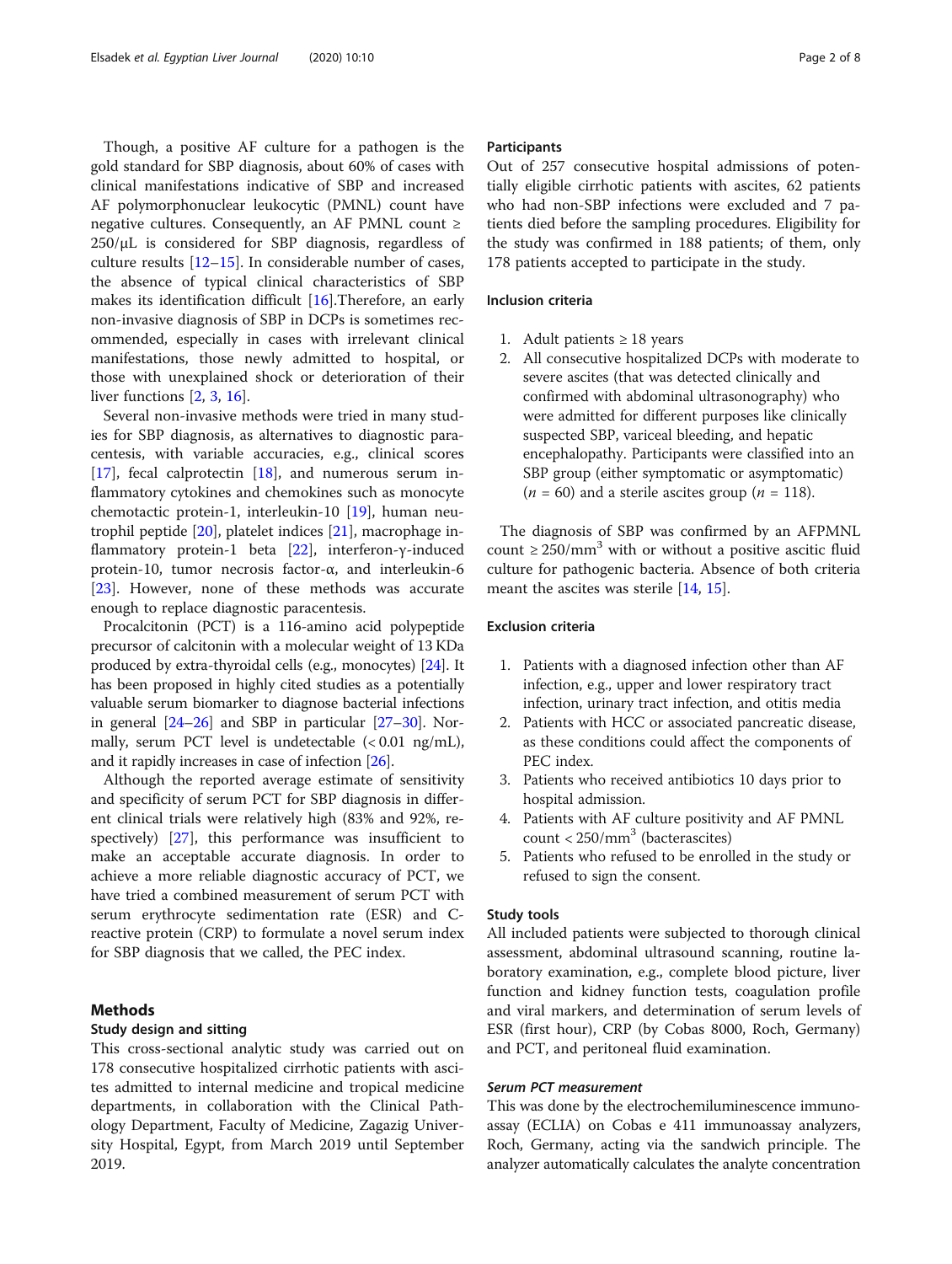Though, a positive AF culture for a pathogen is the gold standard for SBP diagnosis, about 60% of cases with clinical manifestations indicative of SBP and increased AF polymorphonuclear leukocytic (PMNL) count have negative cultures. Consequently, an AF PMNL count ≥ 250/μL is considered for SBP diagnosis, regardless of culture results [12–15]. In considerable number of cases, the absence of typical clinical characteristics of SBP makes its identification difficult [16].Therefore, an early non-invasive diagnosis of SBP in DCPs is sometimes recommended, especially in cases with irrelevant clinical manifestations, those newly admitted to hospital, or those with unexplained shock or deterioration of their liver functions [2, 3, 16].

Several non-invasive methods were tried in many studies for SBP diagnosis, as alternatives to diagnostic paracentesis, with variable accuracies, e.g., clinical scores [17], fecal calprotectin [18], and numerous serum inflammatory cytokines and chemokines such as monocyte chemotactic protein-1, interleukin-10 [19], human neutrophil peptide [20], platelet indices [21], macrophage inflammatory protein-1 beta [22], interferon-γ-induced protein-10, tumor necrosis factor-α, and interleukin-6 [23]. However, none of these methods was accurate enough to replace diagnostic paracentesis.

Procalcitonin (PCT) is a 116-amino acid polypeptide precursor of calcitonin with a molecular weight of 13 KDa produced by extra-thyroidal cells (e.g., monocytes) [24]. It has been proposed in highly cited studies as a potentially valuable serum biomarker to diagnose bacterial infections in general [24–26] and SBP in particular [27–30]. Normally, serum PCT level is undetectable (< 0.01 ng/mL), and it rapidly increases in case of infection [26].

Although the reported average estimate of sensitivity and specificity of serum PCT for SBP diagnosis in different clinical trials were relatively high (83% and 92%, respectively) [27], this performance was insufficient to make an acceptable accurate diagnosis. In order to achieve a more reliable diagnostic accuracy of PCT, we have tried a combined measurement of serum PCT with serum erythrocyte sedimentation rate (ESR) and C-reactive protein (CRP) to formulate a novel serum index for SBP diagnosis that we called, the PEC index.

## Methods

### Study design and sitting

This cross-sectional analytic study was carried out on 178 consecutive hospitalized cirrhotic patients with ascites admitted to internal medicine and tropical medicine departments, in collaboration with the Clinical Pathology Department, Faculty of Medicine, Zagazig University Hospital, Egypt, from March 2019 until September 2019.

### Participants

Out of 257 consecutive hospital admissions of potentially eligible cirrhotic patients with ascites, 62 patients who had non-SBP infections were excluded and 7 patients died before the sampling procedures. Eligibility for the study was confirmed in 188 patients; of them, only 178 patients accepted to participate in the study.

### Inclusion criteria

1. Adult patients ≥ 18 years
2. All consecutive hospitalized DCPs with moderate to severe ascites (that was detected clinically and confirmed with abdominal ultrasonography) who were admitted for different purposes like clinically suspected SBP, variceal bleeding, and hepatic encephalopathy. Participants were classified into an SBP group (either symptomatic or asymptomatic) ($n = 60$) and a sterile ascites group ($n = 118$).

The diagnosis of SBP was confirmed by an AFPMNL count ≥ 250/mm$^3$ with or without a positive ascitic fluid culture for pathogenic bacteria. Absence of both criteria meant the ascites was sterile [14, 15].

### Exclusion criteria

1. Patients with a diagnosed infection other than AF infection, e.g., upper and lower respiratory tract infection, urinary tract infection, and otitis media
2. Patients with HCC or associated pancreatic disease, as these conditions could affect the components of PEC index.
3. Patients who received antibiotics 10 days prior to hospital admission.
4. Patients with AF culture positivity and AF PMNL count < 250/mm$^3$ (bacterascites)
5. Patients who refused to be enrolled in the study or refused to sign the consent.

### Study tools

All included patients were subjected to thorough clinical assessment, abdominal ultrasound scanning, routine laboratory examination, e.g., complete blood picture, liver function and kidney function tests, coagulation profile and viral markers, and determination of serum levels of ESR (first hour), CRP (by Cobas 8000, Roch, Germany) and PCT, and peritoneal fluid examination.

#### *Serum PCT measurement*

This was done by the electrochemiluminescence immunoassay (ECLIA) on Cobas e 411 immunoassay analyzers, Roch, Germany, acting via the sandwich principle. The analyzer automatically calculates the analyte concentration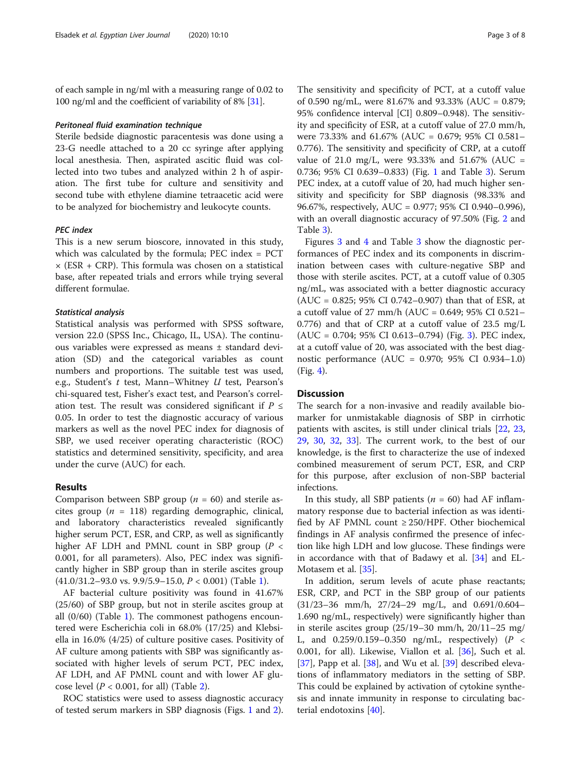of each sample in ng/ml with a measuring range of 0.02 to 100 ng/ml and the coefficient of variability of 8% [31].

#### *Peritoneal fluid examination technique*

Sterile bedside diagnostic paracentesis was done using a 23-G needle attached to a 20 cc syringe after applying local anesthesia. Then, aspirated ascitic fluid was collected into two tubes and analyzed within 2 h of aspiration. The first tube for culture and sensitivity and second tube with ethylene diamine tetraacetic acid were to be analyzed for biochemistry and leukocyte counts.

#### *PEC index*

This is a new serum bioscore, innovated in this study, which was calculated by the formula; PEC index = PCT × (ESR + CRP). This formula was chosen on a statistical base, after repeated trials and errors while trying several different formulae.

#### *Statistical analysis*

Statistical analysis was performed with SPSS software, version 22.0 (SPSS Inc., Chicago, IL, USA). The continuous variables were expressed as means ± standard deviation (SD) and the categorical variables as count numbers and proportions. The suitable test was used, e.g., Student's $t$ test, Mann–Whitney $U$ test, Pearson's chi-squared test, Fisher's exact test, and Pearson's correlation test. The result was considered significant if $P \leq 0.05$. In order to test the diagnostic accuracy of various markers as well as the novel PEC index for diagnosis of SBP, we used receiver operating characteristic (ROC) statistics and determined sensitivity, specificity, and area under the curve (AUC) for each.

## Results

Comparison between SBP group ($n$ = 60) and sterile ascites group ($n$ = 118) regarding demographic, clinical, and laboratory characteristics revealed significantly higher serum PCT, ESR, and CRP, as well as significantly higher AF LDH and PMNL count in SBP group ($P <$ 0.001, for all parameters). Also, PEC index was significantly higher in SBP group than in sterile ascites group (41.0/31.2–93.0 vs. 9.9/5.9–15.0, $P <$ 0.001) (Table 1).

AF bacterial culture positivity was found in 41.67% (25/60) of SBP group, but not in sterile ascites group at all (0/60) (Table 1). The commonest pathogens encountered were Escherichia coli in 68.0% (17/25) and Klebsiella in 16.0% (4/25) of culture positive cases. Positivity of AF culture among patients with SBP was significantly associated with higher levels of serum PCT, PEC index, AF LDH, and AF PMNL count and with lower AF glucose level ($P <$ 0.001, for all) (Table 2).

ROC statistics were used to assess diagnostic accuracy of tested serum markers in SBP diagnosis (Figs. 1 and 2). The sensitivity and specificity of PCT, at a cutoff value of 0.590 ng/mL, were 81.67% and 93.33% (AUC = 0.879; 95% confidence interval [CI] 0.809–0.948). The sensitivity and specificity of ESR, at a cutoff value of 27.0 mm/h, were 73.33% and 61.67% (AUC = 0.679; 95% CI 0.581–0.776). The sensitivity and specificity of CRP, at a cutoff value of 21.0 mg/L, were 93.33% and 51.67% (AUC = 0.736; 95% CI 0.639–0.833) (Fig. 1 and Table 3). Serum PEC index, at a cutoff value of 20, had much higher sensitivity and specificity for SBP diagnosis (98.33% and 96.67%, respectively, AUC = 0.977; 95% CI 0.940–0.996), with an overall diagnostic accuracy of 97.50% (Fig. 2 and Table 3).

Figures 3 and 4 and Table 3 show the diagnostic performances of PEC index and its components in discrimination between cases with culture-negative SBP and those with sterile ascites. PCT, at a cutoff value of 0.305 ng/mL, was associated with a better diagnostic accuracy (AUC = 0.825; 95% CI 0.742–0.907) than that of ESR, at a cutoff value of 27 mm/h (AUC = 0.649; 95% CI 0.521–0.776) and that of CRP at a cutoff value of 23.5 mg/L (AUC = 0.704; 95% CI 0.613–0.794) (Fig. 3). PEC index, at a cutoff value of 20, was associated with the best diagnostic performance (AUC = 0.970; 95% CI 0.934–1.0) (Fig. 4).

## Discussion

The search for a non-invasive and readily available biomarker for unmistakable diagnosis of SBP in cirrhotic patients with ascites, is still under clinical trials [22, 23, 29, 30, 32, 33]. The current work, to the best of our knowledge, is the first to characterize the use of indexed combined measurement of serum PCT, ESR, and CRP for this purpose, after exclusion of non-SBP bacterial infections.

In this study, all SBP patients ($n$ = 60) had AF inflammatory response due to bacterial infection as was identified by AF PMNL count ≥ 250/HPF. Other biochemical findings in AF analysis confirmed the presence of infection like high LDH and low glucose. These findings were in accordance with that of Badawy et al. [34] and EL-Motasem et al. [35].

In addition, serum levels of acute phase reactants; ESR, CRP, and PCT in the SBP group of our patients (31/23–36 mm/h, 27/24–29 mg/L, and 0.691/0.604–1.690 ng/mL, respectively) were significantly higher than in sterile ascites group (25/19–30 mm/h, 20/11–25 mg/L, and 0.259/0.159–0.350 ng/mL, respectively) ($P <$ 0.001, for all). Likewise, Viallon et al. [36], Such et al. [37], Papp et al. [38], and Wu et al. [39] described elevations of inflammatory mediators in the setting of SBP. This could be explained by activation of cytokine synthesis and innate immunity in response to circulating bacterial endotoxins [40].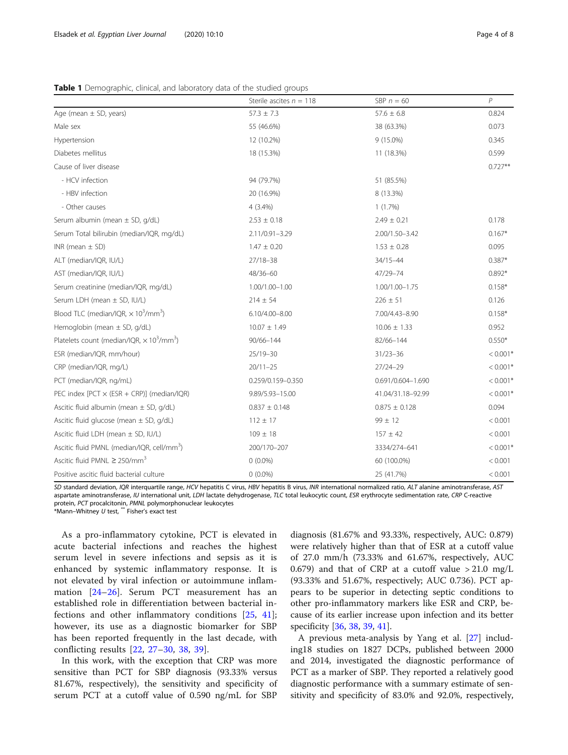**Table 1** Demographic, clinical, and laboratory data of the studied groups

| | Sterile ascites $n$ = 118 | SBP $n$ = 60 | $P$ |
|---|---|---|---|
| Age (mean ± SD, years) | 57.3 ± 7.3 | 57.6 ± 6.8 | 0.824 |
| Male sex | 55 (46.6%) | 38 (63.3%) | 0.073 |
| Hypertension | 12 (10.2%) | 9 (15.0%) | 0.345 |
| Diabetes mellitus | 18 (15.3%) | 11 (18.3%) | 0.599 |
| Cause of liver disease | | | 0.727** |
| - HCV infection | 94 (79.7%) | 51 (85.5%) | |
| - HBV infection | 20 (16.9%) | 8 (13.3%) | |
| - Other causes | 4 (3.4%) | 1 (1.7%) | |
| Serum albumin (mean ± SD, g/dL) | 2.53 ± 0.18 | 2.49 ± 0.21 | 0.178 |
| Serum Total bilirubin (median/IQR, mg/dL) | 2.11/0.91–3.29 | 2.00/1.50–3.42 | 0.167* |
| INR (mean ± SD) | 1.47 ± 0.20 | 1.53 ± 0.28 | 0.095 |
| ALT (median/IQR, IU/L) | 27/18–38 | 34/15–44 | 0.387* |
| AST (median/IQR, IU/L) | 48/36–60 | 47/29–74 | 0.892* |
| Serum creatinine (median/IQR, mg/dL) | 1.00/1.00–1.00 | 1.00/1.00–1.75 | 0.158* |
| Serum LDH (mean ± SD, IU/L) | 214 ± 54 | 226 ± 51 | 0.126 |
| Blood TLC (median/IQR, $\times 10^3$/mm$^3$) | 6.10/4.00–8.00 | 7.00/4.43–8.90 | 0.158* |
| Hemoglobin (mean ± SD, g/dL) | 10.07 ± 1.49 | 10.06 ± 1.33 | 0.952 |
| Platelets count (median/IQR, $\times 10^3$/mm$^3$) | 90/66–144 | 82/66–144 | 0.550* |
| ESR (median/IQR, mm/hour) | 25/19–30 | 31/23–36 | < 0.001* |
| CRP (median/IQR, mg/L) | 20/11–25 | 27/24–29 | < 0.001* |
| PCT (median/IQR, ng/mL) | 0.259/0.159–0.350 | 0.691/0.604–1.690 | < 0.001* |
| PEC index [PCT × (ESR + CRP)] (median/IQR) | 9.89/5.93–15.00 | 41.04/31.18–92.99 | < 0.001* |
| Ascitic fluid albumin (mean ± SD, g/dL) | 0.837 ± 0.148 | 0.875 ± 0.128 | 0.094 |
| Ascitic fluid glucose (mean ± SD, g/dL) | 112 ± 17 | 99 ± 12 | < 0.001 |
| Ascitic fluid LDH (mean ± SD, IU/L) | 109 ± 18 | 157 ± 42 | < 0.001 |
| Ascitic fluid PMNL (median/IQR, cell/mm$^3$) | 200/170–207 | 3334/274–641 | < 0.001* |
| Ascitic fluid PMNL ≥ 250/mm$^3$ | 0 (0.0%) | 60 (100.0%) | < 0.001 |
| Positive ascitic fluid bacterial culture | 0 (0.0%) | 25 (41.7%) | < 0.001 |

*SD* standard deviation, *IQR* interquartile range, *HCV* hepatitis C virus, *HBV* hepatitis B virus, *INR* international normalized ratio, *ALT* alanine aminotransferase, *AST* aspartate aminotransferase, *IU* international unit, *LDH* lactate dehydrogenase, *TLC* total leukocytic count, *ESR* erythrocyte sedimentation rate, *CRP* C-reactive protein, *PCT* procalcitonin, *PMNL* polymorphonuclear leukocytes
*Mann–Whitney *U* test, ** Fisher's exact test

As a pro-inflammatory cytokine, PCT is elevated in acute bacterial infections and reaches the highest serum level in severe infections and sepsis as it is enhanced by systemic inflammatory response. It is not elevated by viral infection or autoimmune inflammation [24–26]. Serum PCT measurement has an established role in differentiation between bacterial infections and other inflammatory conditions [25, 41]; however, its use as a diagnostic biomarker for SBP has been reported frequently in the last decade, with conflicting results [22, 27–30, 38, 39].

In this work, with the exception that CRP was more sensitive than PCT for SBP diagnosis (93.33% versus 81.67%, respectively), the sensitivity and specificity of serum PCT at a cutoff value of 0.590 ng/mL for SBP diagnosis (81.67% and 93.33%, respectively, AUC: 0.879) were relatively higher than that of ESR at a cutoff value of 27.0 mm/h (73.33% and 61.67%, respectively, AUC 0.679) and that of CRP at a cutoff value > 21.0 mg/L (93.33% and 51.67%, respectively; AUC 0.736). PCT appears to be superior in detecting septic conditions to other pro-inflammatory markers like ESR and CRP, because of its earlier increase upon infection and its better specificity [36, 38, 39, 41].

A previous meta-analysis by Yang et al. [27] including18 studies on 1827 DCPs, published between 2000 and 2014, investigated the diagnostic performance of PCT as a marker of SBP. They reported a relatively good diagnostic performance with a summary estimate of sensitivity and specificity of 83.0% and 92.0%, respectively,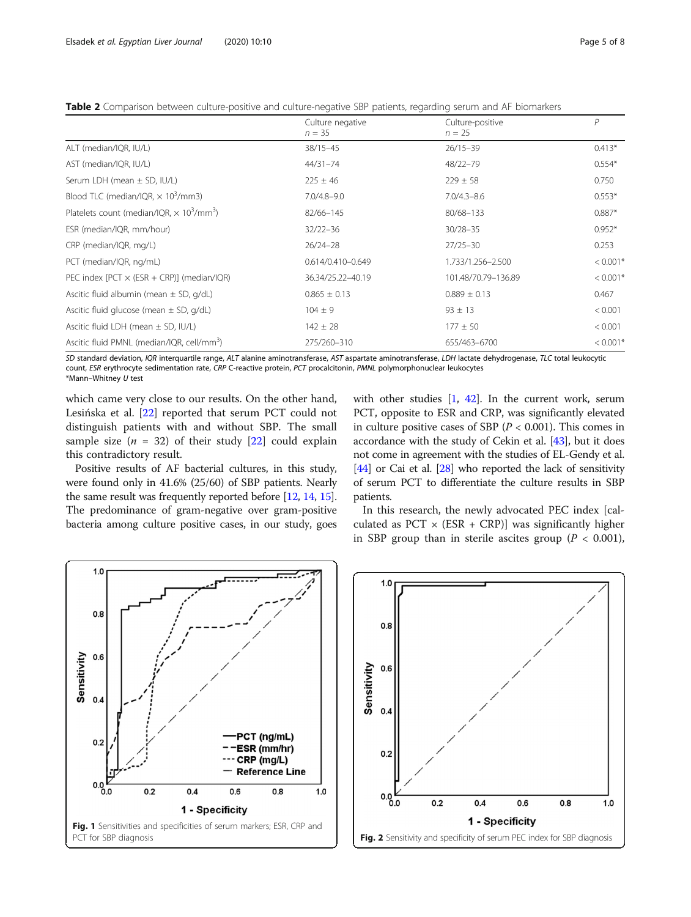**Table 2** Comparison between culture-positive and culture-negative SBP patients, regarding serum and AF biomarkers

| | Culture negative $n$ = 35 | Culture-positive $n$ = 25 | $P$ |
|---|---|---|---|
| ALT (median/IQR, IU/L) | 38/15–45 | 26/15–39 | 0.413* |
| AST (median/IQR, IU/L) | 44/31–74 | 48/22–79 | 0.554* |
| Serum LDH (mean ± SD, IU/L) | 225 ± 46 | 229 ± 58 | 0.750 |
| Blood TLC (median/IQR, × $10^3$/mm3) | 7.0/4.8–9.0 | 7.0/4.3–8.6 | 0.553* |
| Platelets count (median/IQR, × $10^3$/mm$^3$) | 82/66–145 | 80/68–133 | 0.887* |
| ESR (median/IQR, mm/hour) | 32/22–36 | 30/28–35 | 0.952* |
| CRP (median/IQR, mg/L) | 26/24–28 | 27/25–30 | 0.253 |
| PCT (median/IQR, ng/mL) | 0.614/0.410–0.649 | 1.733/1.256–2.500 | < 0.001* |
| PEC index [PCT × (ESR + CRP)] (median/IQR) | 36.34/25.22–40.19 | 101.48/70.79–136.89 | < 0.001* |
| Ascitic fluid albumin (mean ± SD, g/dL) | 0.865 ± 0.13 | 0.889 ± 0.13 | 0.467 |
| Ascitic fluid glucose (mean ± SD, g/dL) | 104 ± 9 | 93 ± 13 | < 0.001 |
| Ascitic fluid LDH (mean ± SD, IU/L) | 142 ± 28 | 177 ± 50 | < 0.001 |
| Ascitic fluid PMNL (median/IQR, cell/mm$^3$) | 275/260–310 | 655/463–6700 | < 0.001* |

*SD* standard deviation, *IQR* interquartile range, *ALT* alanine aminotransferase, *AST* aspartate aminotransferase, *LDH* lactate dehydrogenase, *TLC* total leukocytic count, *ESR* erythrocyte sedimentation rate, *CRP* C-reactive protein, *PCT* procalcitonin, *PMNL* polymorphonuclear leukocytes
*Mann–Whitney *U* test

which came very close to our results. On the other hand, Lesińska et al. [22] reported that serum PCT could not distinguish patients with and without SBP. The small sample size ($n$ = 32) of their study [22] could explain this contradictory result.

Positive results of AF bacterial cultures, in this study, were found only in 41.6% (25/60) of SBP patients. Nearly the same result was frequently reported before [12, 14, 15]. The predominance of gram-negative over gram-positive bacteria among culture positive cases, in our study, goes with other studies [1, 42]. In the current work, serum PCT, opposite to ESR and CRP, was significantly elevated in culture positive cases of SBP ($P$ < 0.001). This comes in accordance with the study of Cekin et al. [43], but it does not come in agreement with the studies of EL-Gendy et al. [44] or Cai et al. [28] who reported the lack of sensitivity of serum PCT to differentiate the culture results in SBP patients.

In this research, the newly advocated PEC index [calculated as PCT × (ESR + CRP)] was significantly higher in SBP group than in sterile ascites group ($P$ < 0.001),

**Fig. 1** Sensitivities and specificities of serum markers; ESR, CRP and PCT for SBP diagnosis

**Fig. 2** Sensitivity and specificity of serum PEC index for SBP diagnosis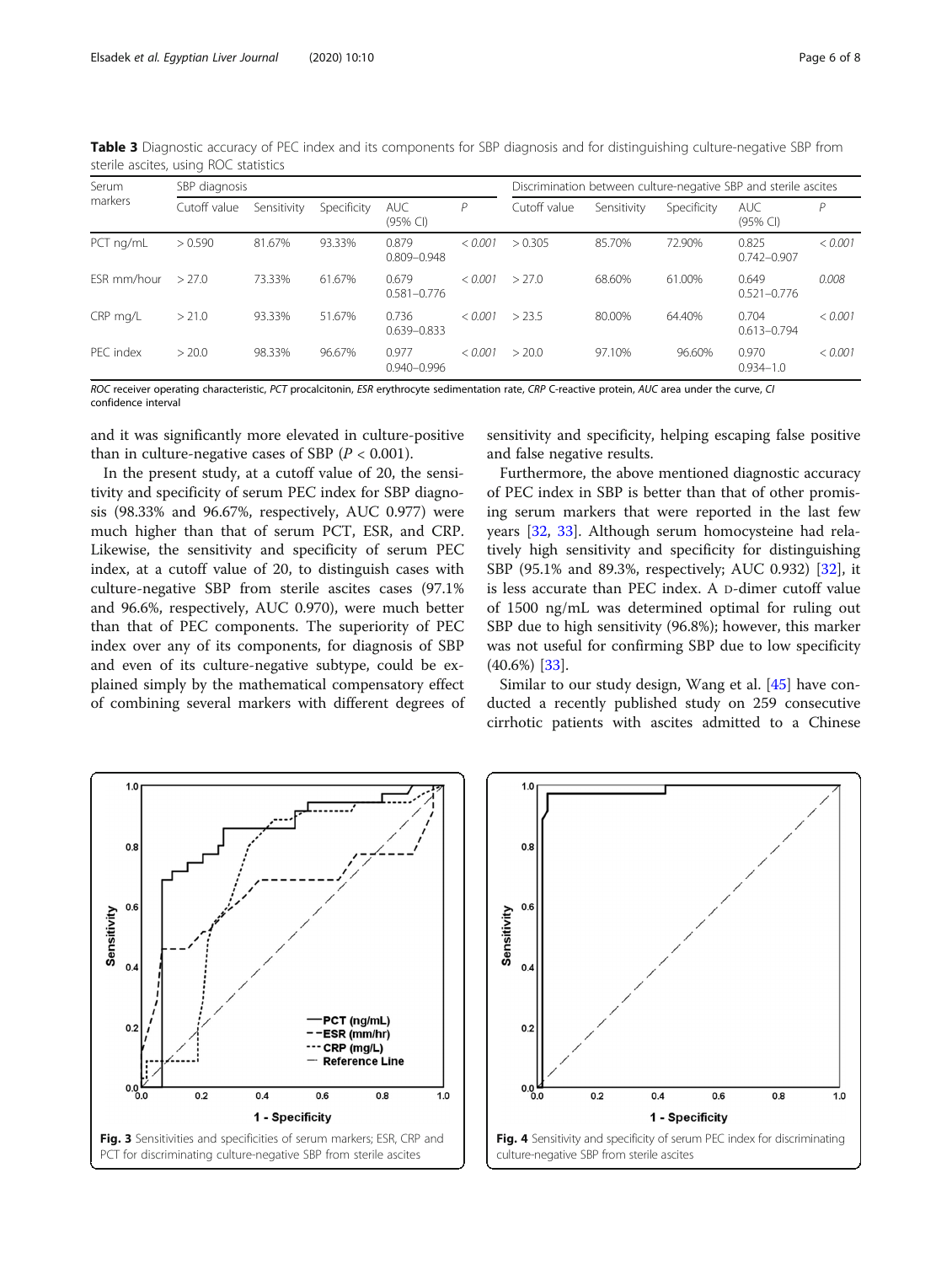**Table 3** Diagnostic accuracy of PEC index and its components for SBP diagnosis and for distinguishing culture-negative SBP from sterile ascites, using ROC statistics

| Serum markers | SBP diagnosis | | | | | Discrimination between culture-negative SBP and sterile ascites | | | | |
|---|---|---|---|---|---|---|---|---|---|---|
| | Cutoff value | Sensitivity | Specificity | AUC (95% CI) | *P* | Cutoff value | Sensitivity | Specificity | AUC (95% CI) | *P* |
| PCT ng/mL | > 0.590 | 81.67% | 93.33% | 0.879 0.809–0.948 | *< 0.001* | > 0.305 | 85.70% | 72.90% | 0.825 0.742–0.907 | *< 0.001* |
| ESR mm/hour | > 27.0 | 73.33% | 61.67% | 0.679 0.581–0.776 | *< 0.001* | > 27.0 | 68.60% | 61.00% | 0.649 0.521–0.776 | *0.008* |
| CRP mg/L | > 21.0 | 93.33% | 51.67% | 0.736 0.639–0.833 | *< 0.001* | > 23.5 | 80.00% | 64.40% | 0.704 0.613–0.794 | *< 0.001* |
| PEC index | > 20.0 | 98.33% | 96.67% | 0.977 0.940–0.996 | *< 0.001* | > 20.0 | 97.10% | 96.60% | 0.970 0.934–1.0 | *< 0.001* |

*ROC* receiver operating characteristic, *PCT* procalcitonin, *ESR* erythrocyte sedimentation rate, *CRP* C-reactive protein, *AUC* area under the curve, *CI* confidence interval

and it was significantly more elevated in culture-positive than in culture-negative cases of SBP ($P < 0.001$).

In the present study, at a cutoff value of 20, the sensitivity and specificity of serum PEC index for SBP diagnosis (98.33% and 96.67%, respectively, AUC 0.977) were much higher than that of serum PCT, ESR, and CRP. Likewise, the sensitivity and specificity of serum PEC index, at a cutoff value of 20, to distinguish cases with culture-negative SBP from sterile ascites cases (97.1% and 96.6%, respectively, AUC 0.970), were much better than that of PEC components. The superiority of PEC index over any of its components, for diagnosis of SBP and even of its culture-negative subtype, could be explained simply by the mathematical compensatory effect of combining several markers with different degrees of sensitivity and specificity, helping escaping false positive and false negative results.

Furthermore, the above mentioned diagnostic accuracy of PEC index in SBP is better than that of other promising serum markers that were reported in the last few years [32, 33]. Although serum homocysteine had relatively high sensitivity and specificity for distinguishing SBP (95.1% and 89.3%, respectively; AUC 0.932) [32], it is less accurate than PEC index. A D-dimer cutoff value of 1500 ng/mL was determined optimal for ruling out SBP due to high sensitivity (96.8%); however, this marker was not useful for confirming SBP due to low specificity (40.6%) [33].

Similar to our study design, Wang et al. [45] have conducted a recently published study on 259 consecutive cirrhotic patients with ascites admitted to a Chinese

**Fig. 3** Sensitivities and specificities of serum markers; ESR, CRP and PCT for discriminating culture-negative SBP from sterile ascites

**Fig. 4** Sensitivity and specificity of serum PEC index for discriminating culture-negative SBP from sterile ascites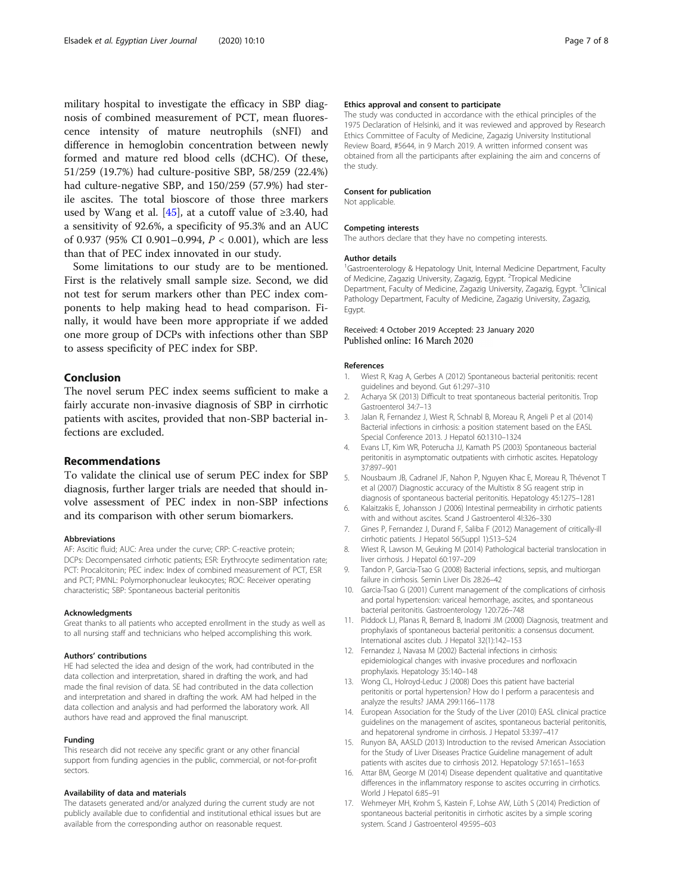military hospital to investigate the efficacy in SBP diagnosis of combined measurement of PCT, mean fluorescence intensity of mature neutrophils (sNFI) and difference in hemoglobin concentration between newly formed and mature red blood cells (dCHC). Of these, 51/259 (19.7%) had culture-positive SBP, 58/259 (22.4%) had culture-negative SBP, and 150/259 (57.9%) had sterile ascites. The total bioscore of those three markers used by Wang et al. [45], at a cutoff value of ≥3.40, had a sensitivity of 92.6%, a specificity of 95.3% and an AUC of 0.937 (95% CI 0.901–0.994, $P < 0.001$), which are less than that of PEC index innovated in our study.

Some limitations to our study are to be mentioned. First is the relatively small sample size. Second, we did not test for serum markers other than PEC index components to help making head to head comparison. Finally, it would have been more appropriate if we added one more group of DCPs with infections other than SBP to assess specificity of PEC index for SBP.

## Conclusion

The novel serum PEC index seems sufficient to make a fairly accurate non-invasive diagnosis of SBP in cirrhotic patients with ascites, provided that non-SBP bacterial infections are excluded.

## Recommendations

To validate the clinical use of serum PEC index for SBP diagnosis, further larger trials are needed that should involve assessment of PEC index in non-SBP infections and its comparison with other serum biomarkers.

#### Abbreviations

AF: Ascitic fluid; AUC: Area under the curve; CRP: C-reactive protein; DCPs: Decompensated cirrhotic patients; ESR: Erythrocyte sedimentation rate; PCT: Procalcitonin; PEC index: Index of combined measurement of PCT, ESR and PCT; PMNL: Polymorphonuclear leukocytes; ROC: Receiver operating characteristic; SBP: Spontaneous bacterial peritonitis

#### Acknowledgments

Great thanks to all patients who accepted enrollment in the study as well as to all nursing staff and technicians who helped accomplishing this work.

#### Authors' contributions

HE had selected the idea and design of the work, had contributed in the data collection and interpretation, shared in drafting the work, and had made the final revision of data. SE had contributed in the data collection and interpretation and shared in drafting the work. AM had helped in the data collection and analysis and had performed the laboratory work. All authors have read and approved the final manuscript.

#### Funding

This research did not receive any specific grant or any other financial support from funding agencies in the public, commercial, or not-for-profit sectors.

#### Availability of data and materials

The datasets generated and/or analyzed during the current study are not publicly available due to confidential and institutional ethical issues but are available from the corresponding author on reasonable request.

#### Ethics approval and consent to participate

The study was conducted in accordance with the ethical principles of the 1975 Declaration of Helsinki, and it was reviewed and approved by Research Ethics Committee of Faculty of Medicine, Zagazig University Institutional Review Board, #5644, in 9 March 2019. A written informed consent was obtained from all the participants after explaining the aim and concerns of the study.

#### Consent for publication

Not applicable.

#### Competing interests

The authors declare that they have no competing interests.

#### Author details

[1]Gastroenterology & Hepatology Unit, Internal Medicine Department, Faculty of Medicine, Zagazig University, Zagazig, Egypt. [2]Tropical Medicine Department, Faculty of Medicine, Zagazig University, Zagazig, Egypt. [3]Clinical Pathology Department, Faculty of Medicine, Zagazig University, Zagazig, Egypt.

Received: 4 October 2019 Accepted: 23 January 2020
Published online: 16 March 2020

#### References

1. Wiest R, Krag A, Gerbes A (2012) Spontaneous bacterial peritonitis: recent guidelines and beyond. Gut 61:297–310
2. Acharya SK (2013) Difficult to treat spontaneous bacterial peritonitis. Trop Gastroenterol 34:7–13
3. Jalan R, Fernandez J, Wiest R, Schnabl B, Moreau R, Angeli P et al (2014) Bacterial infections in cirrhosis: a position statement based on the EASL Special Conference 2013. J Hepatol 60:1310–1324
4. Evans LT, Kim WR, Poterucha JJ, Kamath PS (2003) Spontaneous bacterial peritonitis in asymptomatic outpatients with cirrhotic ascites. Hepatology 37:897–901
5. Nousbaum JB, Cadranel JF, Nahon P, Nguyen Khac E, Moreau R, Thévenot T et al (2007) Diagnostic accuracy of the Multistix 8 SG reagent strip in diagnosis of spontaneous bacterial peritonitis. Hepatology 45:1275–1281
6. Kalaitzakis E, Johansson J (2006) Intestinal permeability in cirrhotic patients with and without ascites. Scand J Gastroenterol 4l:326–330
7. Gines P, Fernandez J, Durand F, Saliba F (2012) Management of critically-ill cirrhotic patients. J Hepatol 56(Suppl 1):S13–S24
8. Wiest R, Lawson M, Geuking M (2014) Pathological bacterial translocation in liver cirrhosis. J Hepatol 60:197–209
9. Tandon P, Garcia-Tsao G (2008) Bacterial infections, sepsis, and multiorgan failure in cirrhosis. Semin Liver Dis 28:26–42
10. Garcia-Tsao G (2001) Current management of the complications of cirrhosis and portal hypertension: variceal hemorrhage, ascites, and spontaneous bacterial peritonitis. Gastroenterology 120:726–748
11. Piddock LJ, Planas R, Bernard B, Inadomi JM (2000) Diagnosis, treatment and prophylaxis of spontaneous bacterial peritonitis: a consensus document. International ascites club. J Hepatol 32(1):142–153
12. Fernandez J, Navasa M (2002) Bacterial infections in cirrhosis: epidemiological changes with invasive procedures and norfloxacin prophylaxis. Hepatology 35:140–148
13. Wong CL, Holroyd-Leduc J (2008) Does this patient have bacterial peritonitis or portal hypertension? How do I perform a paracentesis and analyze the results? JAMA 299:1166–1178
14. European Association for the Study of the Liver (2010) EASL clinical practice guidelines on the management of ascites, spontaneous bacterial peritonitis, and hepatorenal syndrome in cirrhosis. J Hepatol 53:397–417
15. Runyon BA, AASLD (2013) Introduction to the revised American Association for the Study of Liver Diseases Practice Guideline management of adult patients with ascites due to cirrhosis 2012. Hepatology 57:1651–1653
16. Attar BM, George M (2014) Disease dependent qualitative and quantitative differences in the inflammatory response to ascites occurring in cirrhotics. World J Hepatol 6:85–91
17. Wehmeyer MH, Krohm S, Kastein F, Lohse AW, Lüth S (2014) Prediction of spontaneous bacterial peritonitis in cirrhotic ascites by a simple scoring system. Scand J Gastroenterol 49:595–603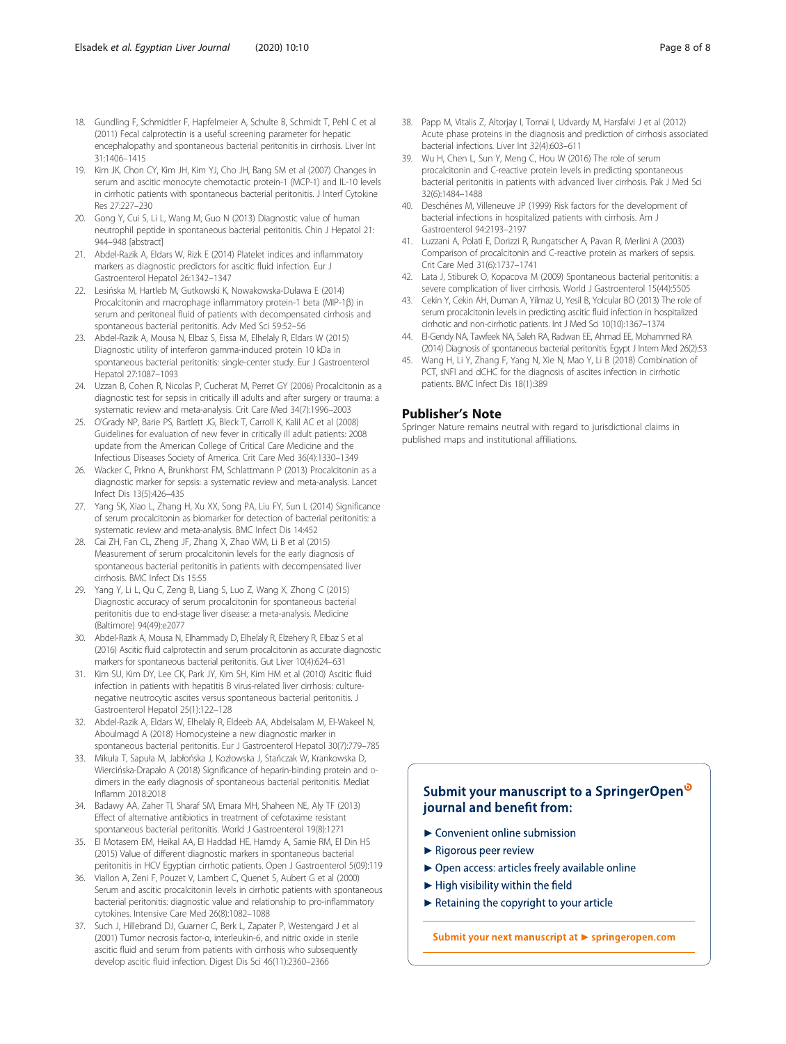18. Gundling F, Schmidtler F, Hapfelmeier A, Schulte B, Schmidt T, Pehl C et al (2011) Fecal calprotectin is a useful screening parameter for hepatic encephalopathy and spontaneous bacterial peritonitis in cirrhosis. Liver Int 31:1406–1415
19. Kim JK, Chon CY, Kim JH, Kim YJ, Cho JH, Bang SM et al (2007) Changes in serum and ascitic monocyte chemotactic protein-1 (MCP-1) and IL-10 levels in cirrhotic patients with spontaneous bacterial peritonitis. J Interf Cytokine Res 27:227–230
20. Gong Y, Cui S, Li L, Wang M, Guo N (2013) Diagnostic value of human neutrophil peptide in spontaneous bacterial peritonitis. Chin J Hepatol 21: 944–948 [abstract]
21. Abdel-Razik A, Eldars W, Rizk E (2014) Platelet indices and inflammatory markers as diagnostic predictors for ascitic fluid infection. Eur J Gastroenterol Hepatol 26:1342–1347
22. Lesińska M, Hartleb M, Gutkowski K, Nowakowska-Duława E (2014) Procalcitonin and macrophage inflammatory protein-1 beta (MIP-1β) in serum and peritoneal fluid of patients with decompensated cirrhosis and spontaneous bacterial peritonitis. Adv Med Sci 59:52–56
23. Abdel-Razik A, Mousa N, Elbaz S, Eissa M, Elhelaly R, Eldars W (2015) Diagnostic utility of interferon gamma-induced protein 10 kDa in spontaneous bacterial peritonitis: single-center study. Eur J Gastroenterol Hepatol 27:1087–1093
24. Uzzan B, Cohen R, Nicolas P, Cucherat M, Perret GY (2006) Procalcitonin as a diagnostic test for sepsis in critically ill adults and after surgery or trauma: a systematic review and meta-analysis. Crit Care Med 34(7):1996–2003
25. O'Grady NP, Barie PS, Bartlett JG, Bleck T, Carroll K, Kalil AC et al (2008) Guidelines for evaluation of new fever in critically ill adult patients: 2008 update from the American College of Critical Care Medicine and the Infectious Diseases Society of America. Crit Care Med 36(4):1330–1349
26. Wacker C, Prkno A, Brunkhorst FM, Schlattmann P (2013) Procalcitonin as a diagnostic marker for sepsis: a systematic review and meta-analysis. Lancet Infect Dis 13(5):426–435
27. Yang SK, Xiao L, Zhang H, Xu XX, Song PA, Liu FY, Sun L (2014) Significance of serum procalcitonin as biomarker for detection of bacterial peritonitis: a systematic review and meta-analysis. BMC Infect Dis 14:452
28. Cai ZH, Fan CL, Zheng JF, Zhang X, Zhao WM, Li B et al (2015) Measurement of serum procalcitonin levels for the early diagnosis of spontaneous bacterial peritonitis in patients with decompensated liver cirrhosis. BMC Infect Dis 15:55
29. Yang Y, Li L, Qu C, Zeng B, Liang S, Luo Z, Wang X, Zhong C (2015) Diagnostic accuracy of serum procalcitonin for spontaneous bacterial peritonitis due to end-stage liver disease: a meta-analysis. Medicine (Baltimore) 94(49):e2077
30. Abdel-Razik A, Mousa N, Elhammady D, Elhelaly R, Elzehery R, Elbaz S et al (2016) Ascitic fluid calprotectin and serum procalcitonin as accurate diagnostic markers for spontaneous bacterial peritonitis. Gut Liver 10(4):624–631
31. Kim SU, Kim DY, Lee CK, Park JY, Kim SH, Kim HM et al (2010) Ascitic fluid infection in patients with hepatitis B virus-related liver cirrhosis: culture-negative neutrocytic ascites versus spontaneous bacterial peritonitis. J Gastroenterol Hepatol 25(1):122–128
32. Abdel-Razik A, Eldars W, Elhelaly R, Eldeeb AA, Abdelsalam M, El-Wakeel N, Aboulmagd A (2018) Homocysteine a new diagnostic marker in spontaneous bacterial peritonitis. Eur J Gastroenterol Hepatol 30(7):779–785
33. Mikuła T, Sapuła M, Jabłońska J, Kozłowska J, Stańczak W, Krankowska D, Wiercińska-Drapało A (2018) Significance of heparin-binding protein and D-dimers in the early diagnosis of spontaneous bacterial peritonitis. Mediat Inflamm 2018:2018
34. Badawy AA, Zaher TI, Sharaf SM, Emara MH, Shaheen NE, Aly TF (2013) Effect of alternative antibiotics in treatment of cefotaxime resistant spontaneous bacterial peritonitis. World J Gastroenterol 19(8):1271
35. El Motasem EM, Heikal AA, El Haddad HE, Hamdy A, Samie RM, El Din HS (2015) Value of different diagnostic markers in spontaneous bacterial peritonitis in HCV Egyptian cirrhotic patients. Open J Gastroenterol 5(09):119
36. Viallon A, Zeni F, Pouzet V, Lambert C, Quenet S, Aubert G et al (2000) Serum and ascitic procalcitonin levels in cirrhotic patients with spontaneous bacterial peritonitis: diagnostic value and relationship to pro-inflammatory cytokines. Intensive Care Med 26(8):1082–1088
37. Such J, Hillebrand DJ, Guarner C, Berk L, Zapater P, Westengard J et al (2001) Tumor necrosis factor-α, interleukin-6, and nitric oxide in sterile ascitic fluid and serum from patients with cirrhosis who subsequently develop ascitic fluid infection. Digest Dis Sci 46(11):2360–2366
38. Papp M, Vitalis Z, Altorjay I, Tornai I, Udvardy M, Harsfalvi J et al (2012) Acute phase proteins in the diagnosis and prediction of cirrhosis associated bacterial infections. Liver Int 32(4):603–611
39. Wu H, Chen L, Sun Y, Meng C, Hou W (2016) The role of serum procalcitonin and C-reactive protein levels in predicting spontaneous bacterial peritonitis in patients with advanced liver cirrhosis. Pak J Med Sci 32(6):1484–1488
40. Deschénes M, Villeneuve JP (1999) Risk factors for the development of bacterial infections in hospitalized patients with cirrhosis. Am J Gastroenterol 94:2193–2197
41. Luzzani A, Polati E, Dorizzi R, Rungatscher A, Pavan R, Merlini A (2003) Comparison of procalcitonin and C-reactive protein as markers of sepsis. Crit Care Med 31(6):1737–1741
42. Lata J, Stiburek O, Kopacova M (2009) Spontaneous bacterial peritonitis: a severe complication of liver cirrhosis. World J Gastroenterol 15(44):5505
43. Cekin Y, Cekin AH, Duman A, Yilmaz U, Yesil B, Yolcular BO (2013) The role of serum procalcitonin levels in predicting ascitic fluid infection in hospitalized cirrhotic and non-cirrhotic patients. Int J Med Sci 10(10):1367–1374
44. El-Gendy NA, Tawfeek NA, Saleh RA, Radwan EE, Ahmad EE, Mohammed RA (2014) Diagnosis of spontaneous bacterial peritonitis. Egypt J Intern Med 26(2):53
45. Wang H, Li Y, Zhang F, Yang N, Xie N, Mao Y, Li B (2018) Combination of PCT, sNFI and dCHC for the diagnosis of ascites infection in cirrhotic patients. BMC Infect Dis 18(1):389

## Publisher's Note

Springer Nature remains neutral with regard to jurisdictional claims in published maps and institutional affiliations.